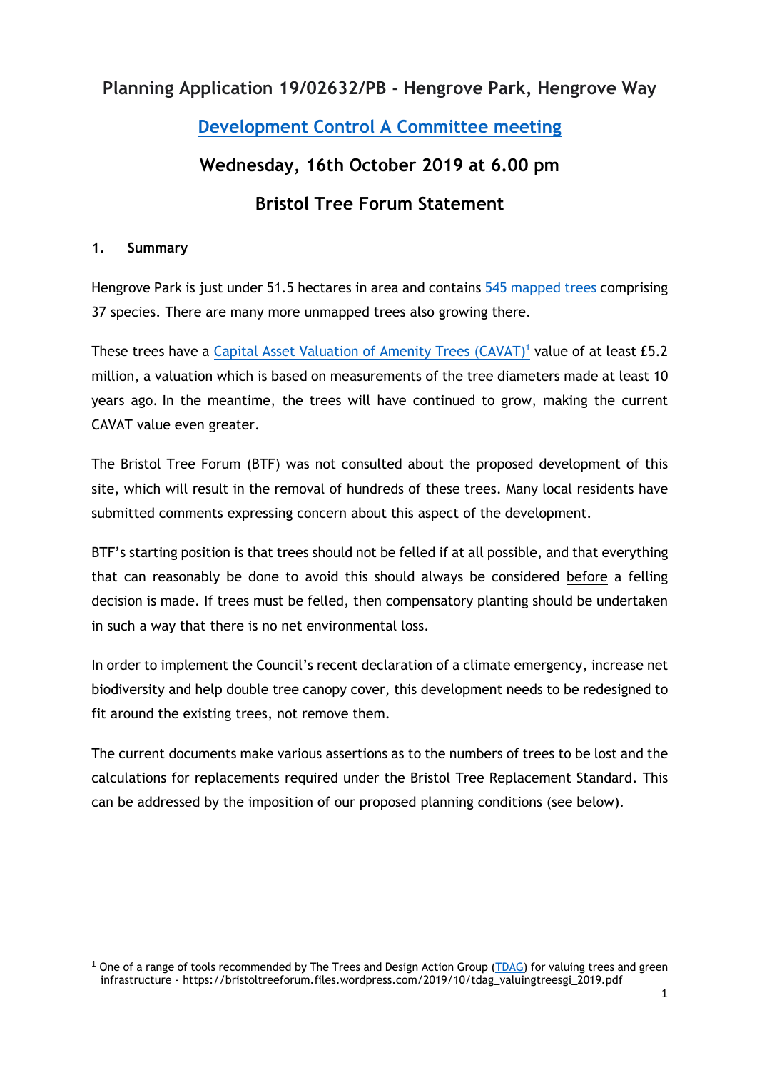# Planning Application 19/02632/PB - Hengrove Park, Hengrove Way

## Development Control A Committee meeting

## Wednesday, 16th October 2019 at 6.00 pm

## Bristol Tree Forum Statement

### 1. Summary

Hengrove Park is just under 51.5 hectares in area and contains 545 mapped trees comprising 37 species. There are many more unmapped trees also growing there.

These trees have a Capital Asset Valuation of Amenity Trees (CAVAT)[1] value of at least £5.2 million, a valuation which is based on measurements of the tree diameters made at least 10 years ago. In the meantime, the trees will have continued to grow, making the current CAVAT value even greater.

The Bristol Tree Forum (BTF) was not consulted about the proposed development of this site, which will result in the removal of hundreds of these trees. Many local residents have submitted comments expressing concern about this aspect of the development.

BTF's starting position is that trees should not be felled if at all possible, and that everything that can reasonably be done to avoid this should always be considered before a felling decision is made. If trees must be felled, then compensatory planting should be undertaken in such a way that there is no net environmental loss.

In order to implement the Council's recent declaration of a climate emergency, increase net biodiversity and help double tree canopy cover, this development needs to be redesigned to fit around the existing trees, not remove them.

The current documents make various assertions as to the numbers of trees to be lost and the calculations for replacements required under the Bristol Tree Replacement Standard. This can be addressed by the imposition of our proposed planning conditions (see below).

---

[1] One of a range of tools recommended by The Trees and Design Action Group (TDAG) for valuing trees and green infrastructure - https://bristoltreeforum.files.wordpress.com/2019/10/tdag_valuingtreesgi_2019.pdf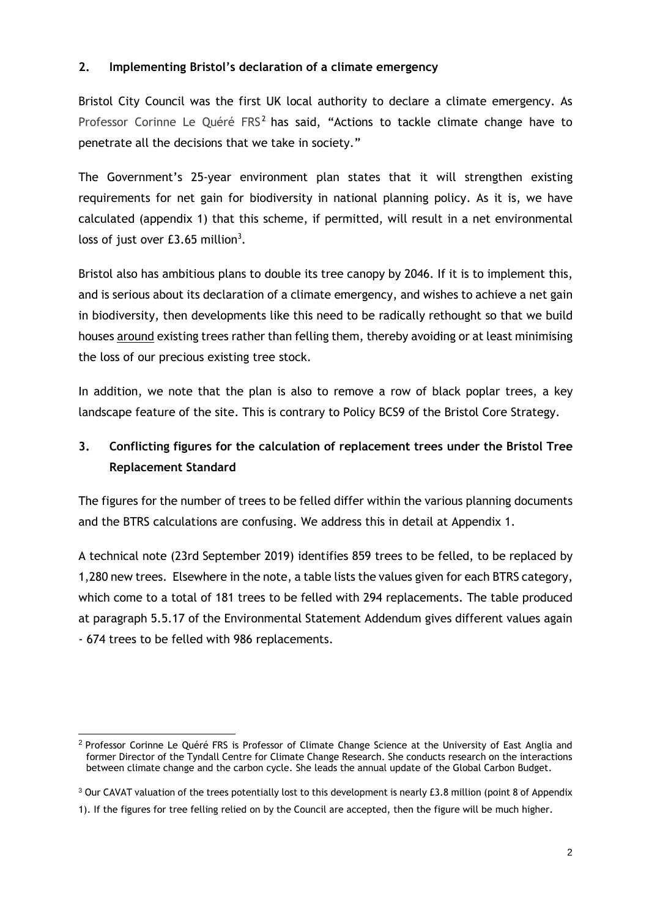## 2. Implementing Bristol's declaration of a climate emergency

Bristol City Council was the first UK local authority to declare a climate emergency. As Professor Corinne Le Quéré FRS[2] has said, "Actions to tackle climate change have to penetrate all the decisions that we take in society."

The Government's 25-year environment plan states that it will strengthen existing requirements for net gain for biodiversity in national planning policy. As it is, we have calculated (appendix 1) that this scheme, if permitted, will result in a net environmental loss of just over £3.65 million[3].

Bristol also has ambitious plans to double its tree canopy by 2046. If it is to implement this, and is serious about its declaration of a climate emergency, and wishes to achieve a net gain in biodiversity, then developments like this need to be radically rethought so that we build houses <u>around</u> existing trees rather than felling them, thereby avoiding or at least minimising the loss of our precious existing tree stock.

In addition, we note that the plan is also to remove a row of black poplar trees, a key landscape feature of the site. This is contrary to Policy BCS9 of the Bristol Core Strategy.

## 3. Conflicting figures for the calculation of replacement trees under the Bristol Tree Replacement Standard

The figures for the number of trees to be felled differ within the various planning documents and the BTRS calculations are confusing. We address this in detail at Appendix 1.

A technical note (23rd September 2019) identifies 859 trees to be felled, to be replaced by 1,280 new trees. Elsewhere in the note, a table lists the values given for each BTRS category, which come to a total of 181 trees to be felled with 294 replacements. The table produced at paragraph 5.5.17 of the Environmental Statement Addendum gives different values again - 674 trees to be felled with 986 replacements.

---

[2] Professor Corinne Le Quéré FRS is Professor of Climate Change Science at the University of East Anglia and former Director of the Tyndall Centre for Climate Change Research. She conducts research on the interactions between climate change and the carbon cycle. She leads the annual update of the Global Carbon Budget.

[3] Our CAVAT valuation of the trees potentially lost to this development is nearly £3.8 million (point 8 of Appendix 1). If the figures for tree felling relied on by the Council are accepted, then the figure will be much higher.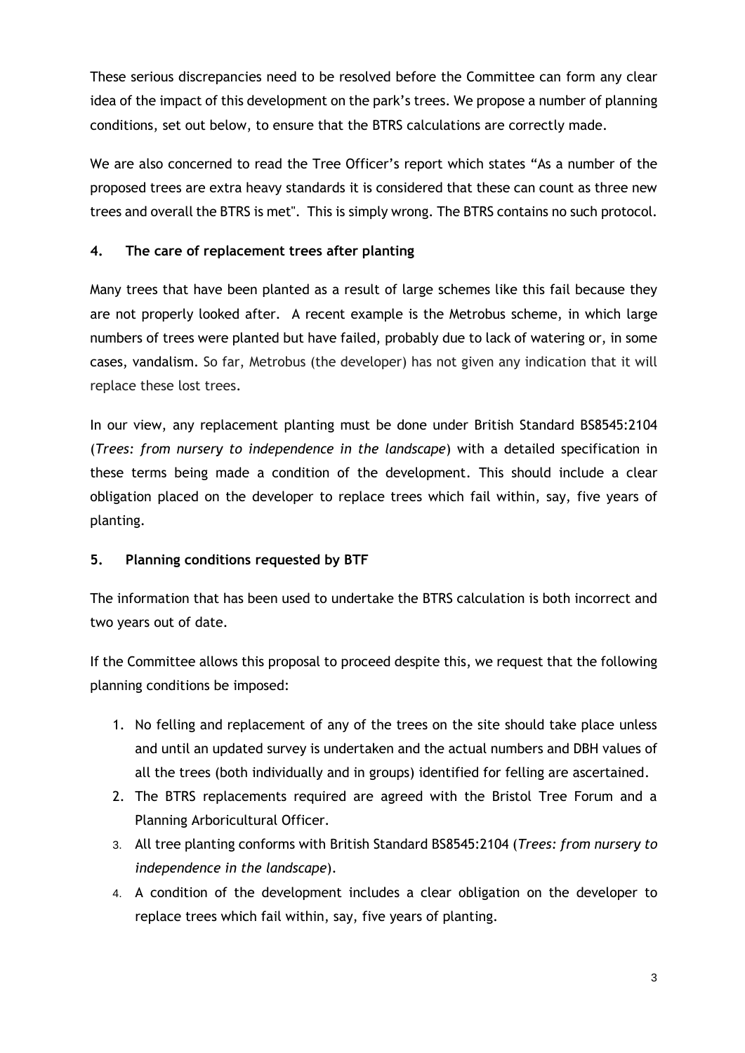These serious discrepancies need to be resolved before the Committee can form any clear idea of the impact of this development on the park's trees. We propose a number of planning conditions, set out below, to ensure that the BTRS calculations are correctly made.

We are also concerned to read the Tree Officer's report which states "As a number of the proposed trees are extra heavy standards it is considered that these can count as three new trees and overall the BTRS is met". This is simply wrong. The BTRS contains no such protocol.

## 4. The care of replacement trees after planting

Many trees that have been planted as a result of large schemes like this fail because they are not properly looked after. A recent example is the Metrobus scheme, in which large numbers of trees were planted but have failed, probably due to lack of watering or, in some cases, vandalism. So far, Metrobus (the developer) has not given any indication that it will replace these lost trees.

In our view, any replacement planting must be done under British Standard BS8545:2104 (*Trees: from nursery to independence in the landscape*) with a detailed specification in these terms being made a condition of the development. This should include a clear obligation placed on the developer to replace trees which fail within, say, five years of planting.

## 5. Planning conditions requested by BTF

The information that has been used to undertake the BTRS calculation is both incorrect and two years out of date.

If the Committee allows this proposal to proceed despite this, we request that the following planning conditions be imposed:

1. No felling and replacement of any of the trees on the site should take place unless and until an updated survey is undertaken and the actual numbers and DBH values of all the trees (both individually and in groups) identified for felling are ascertained.
2. The BTRS replacements required are agreed with the Bristol Tree Forum and a Planning Arboricultural Officer.
3. All tree planting conforms with British Standard BS8545:2104 (*Trees: from nursery to independence in the landscape*).
4. A condition of the development includes a clear obligation on the developer to replace trees which fail within, say, five years of planting.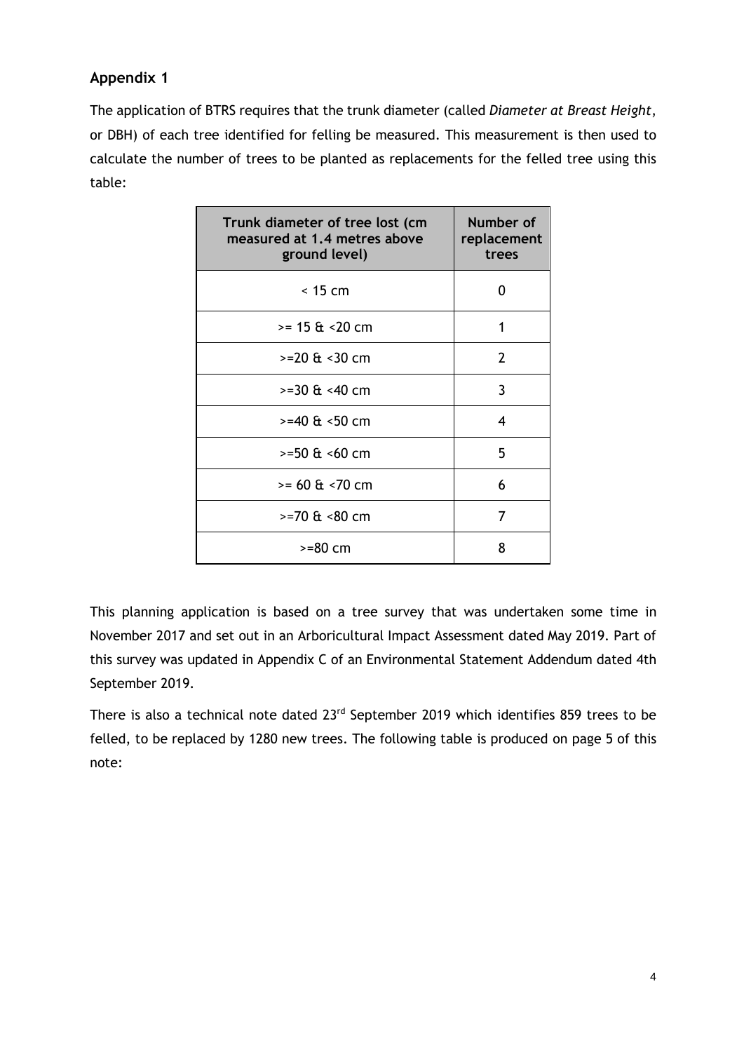## Appendix 1

The application of BTRS requires that the trunk diameter (called *Diameter at Breast Height*, or DBH) of each tree identified for felling be measured. This measurement is then used to calculate the number of trees to be planted as replacements for the felled tree using this table:

| Trunk diameter of tree lost (cm measured at 1.4 metres above ground level) | Number of replacement trees |
|---|---|
| < 15 cm | 0 |
| >= 15 & <20 cm | 1 |
| >=20 & <30 cm | 2 |
| >=30 & <40 cm | 3 |
| >=40 & <50 cm | 4 |
| >=50 & <60 cm | 5 |
| >= 60 & <70 cm | 6 |
| >=70 & <80 cm | 7 |
| >=80 cm | 8 |

This planning application is based on a tree survey that was undertaken some time in November 2017 and set out in an Arboricultural Impact Assessment dated May 2019. Part of this survey was updated in Appendix C of an Environmental Statement Addendum dated 4th September 2019.

There is also a technical note dated 23rd September 2019 which identifies 859 trees to be felled, to be replaced by 1280 new trees. The following table is produced on page 5 of this note: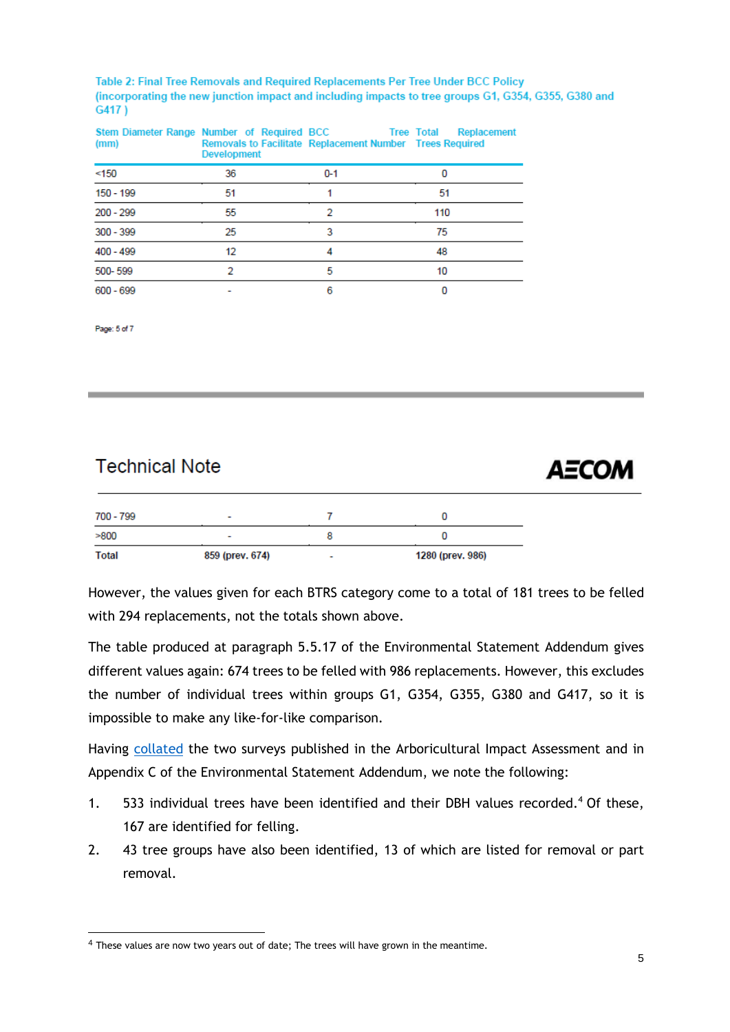Table 2: Final Tree Removals and Required Replacements Per Tree Under BCC Policy (incorporating the new junction impact and including impacts to tree groups G1, G354, G355, G380 and G417 )

| Stem Diameter Range (mm) | Number of Required Removals to Facilitate Development | BCC Tree Replacement Number | Total Replacement Trees Required |
|---|---|---|---|
| <150 | 36 | 0-1 | 0 |
| 150 - 199 | 51 | 1 | 51 |
| 200 - 299 | 55 | 2 | 110 |
| 300 - 399 | 25 | 3 | 75 |
| 400 - 499 | 12 | 4 | 48 |
| 500- 599 | 2 | 5 | 10 |
| 600 - 699 | - | 6 | 0 |
| 700 - 799 | - | 7 | 0 |
| >800 | - | 8 | 0 |
| **Total** | **859 (prev. 674)** | - | **1280 (prev. 986)** |

However, the values given for each BTRS category come to a total of 181 trees to be felled with 294 replacements, not the totals shown above.

The table produced at paragraph 5.5.17 of the Environmental Statement Addendum gives different values again: 674 trees to be felled with 986 replacements. However, this excludes the number of individual trees within groups G1, G354, G355, G380 and G417, so it is impossible to make any like-for-like comparison.

Having collated the two surveys published in the Arboricultural Impact Assessment and in Appendix C of the Environmental Statement Addendum, we note the following:

1. 533 individual trees have been identified and their DBH values recorded.[4] Of these, 167 are identified for felling.
2. 43 tree groups have also been identified, 13 of which are listed for removal or part removal.

[4] These values are now two years out of date; The trees will have grown in the meantime.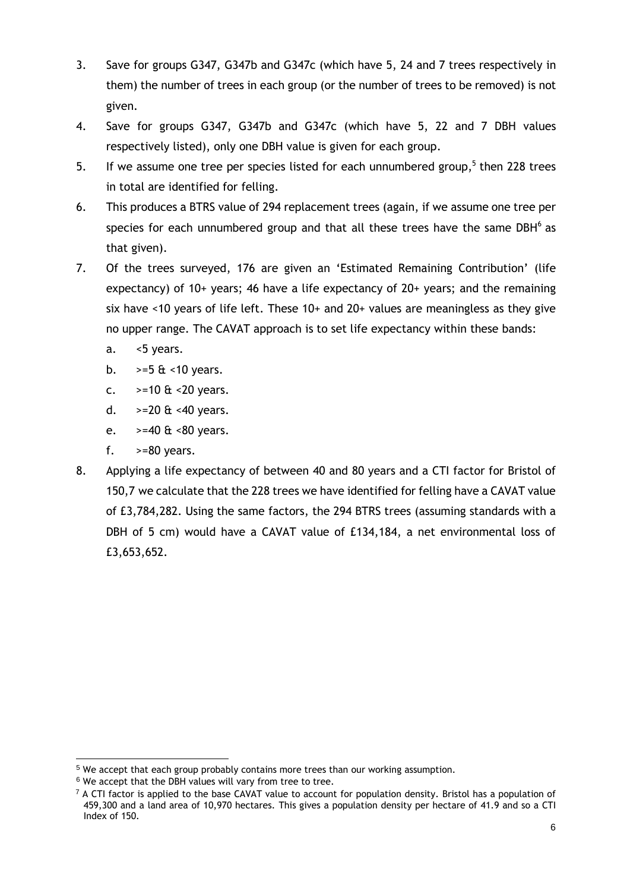3. Save for groups G347, G347b and G347c (which have 5, 24 and 7 trees respectively in them) the number of trees in each group (or the number of trees to be removed) is not given.
4. Save for groups G347, G347b and G347c (which have 5, 22 and 7 DBH values respectively listed), only one DBH value is given for each group.
5. If we assume one tree per species listed for each unnumbered group,[5] then 228 trees in total are identified for felling.
6. This produces a BTRS value of 294 replacement trees (again, if we assume one tree per species for each unnumbered group and that all these trees have the same DBH[6] as that given).
7. Of the trees surveyed, 176 are given an 'Estimated Remaining Contribution' (life expectancy) of 10+ years; 46 have a life expectancy of 20+ years; and the remaining six have <10 years of life left. These 10+ and 20+ values are meaningless as they give no upper range. The CAVAT approach is to set life expectancy within these bands:
   a. <5 years.
   b. >=5 & <10 years.
   c. >=10 & <20 years.
   d. >=20 & <40 years.
   e. >=40 & <80 years.
   f. >=80 years.
8. Applying a life expectancy of between 40 and 80 years and a CTI factor for Bristol of 150,[7] we calculate that the 228 trees we have identified for felling have a CAVAT value of £3,784,282. Using the same factors, the 294 BTRS trees (assuming standards with a DBH of 5 cm) would have a CAVAT value of £134,184, a net environmental loss of £3,653,652.

---

[5] We accept that each group probably contains more trees than our working assumption.

[6] We accept that the DBH values will vary from tree to tree.

[7] A CTI factor is applied to the base CAVAT value to account for population density. Bristol has a population of 459,300 and a land area of 10,970 hectares. This gives a population density per hectare of 41.9 and so a CTI Index of 150.